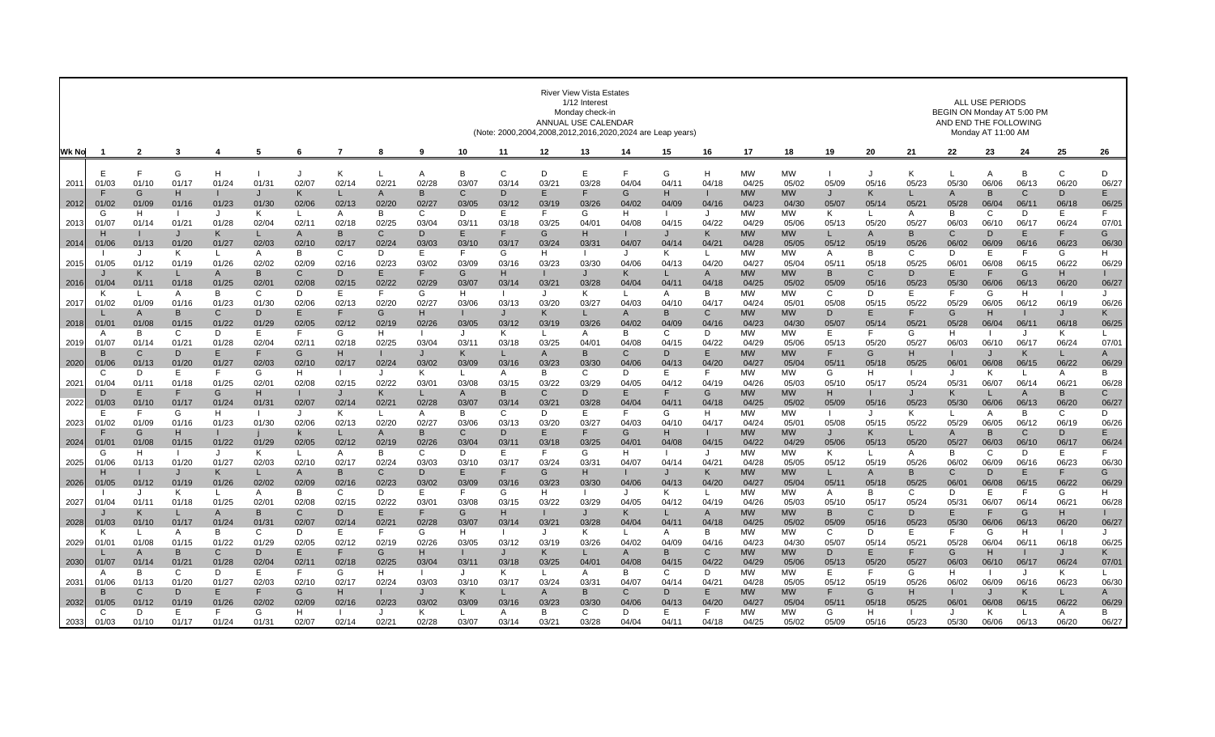River View Vista Estates
1/12 Interest
Monday check-in
ANNUAL USE CALENDAR
(Note: 2000,2004,2008,2012,2016,2020,2024 are Leap years)

ALL USE PERIODS
BEGIN ON Monday AT 5:00 PM
AND END THE FOLLOWING
Monday AT 11:00 AM

| Wk No | 1 | 2 | 3 | 4 | 5 | 6 | 7 | 8 | 9 | 10 | 11 | 12 | 13 | 14 | 15 | 16 | 17 | 18 | 19 | 20 | 21 | 22 | 23 | 24 | 25 | 26 |
|---|---|---|---|---|---|---|---|---|---|---|---|---|---|---|---|---|---|---|---|---|---|---|---|---|---|---|
| 2011 | E 01/03 | F 01/10 | G 01/17 | H 01/24 | I 01/31 | J 02/07 | K 02/14 | L 02/21 | A 02/28 | B 03/07 | C 03/14 | D 03/21 | E 03/28 | F 04/04 | G 04/11 | H 04/18 | MW 04/25 | MW 05/02 | I 05/09 | J 05/16 | K 05/23 | L 05/30 | A 06/06 | B 06/13 | C 06/20 | D 06/27 |
| 2012 | F 01/02 | G 01/09 | H 01/16 | I 01/23 | J 01/30 | K 02/06 | L 02/13 | A 02/20 | B 02/27 | C 03/05 | D 03/12 | E 03/19 | F 03/26 | G 04/02 | H 04/09 | I 04/16 | MW 04/23 | MW 04/30 | J 05/07 | K 05/14 | L 05/21 | A 05/28 | B 06/04 | C 06/11 | D 06/18 | E 06/25 |
| 2013 | G 01/07 | H 01/14 | I 01/21 | J 01/28 | K 02/04 | L 02/11 | A 02/18 | B 02/25 | C 03/04 | D 03/11 | E 03/18 | F 03/25 | G 04/01 | H 04/08 | I 04/15 | J 04/22 | MW 04/29 | MW 05/06 | K 05/13 | L 05/20 | A 05/27 | B 06/03 | C 06/10 | D 06/17 | E 06/24 | F 07/01 |
| 2014 | H 01/06 | I 01/13 | J 01/20 | K 01/27 | L 02/03 | A 02/10 | B 02/17 | C 02/24 | D 03/03 | E 03/10 | F 03/17 | G 03/24 | H 03/31 | I 04/07 | J 04/14 | K 04/21 | MW 04/28 | MW 05/05 | L 05/12 | A 05/19 | B 05/26 | C 06/02 | D 06/09 | E 06/16 | F 06/23 | G 06/30 |
| 2015 | I 01/05 | J 01/12 | K 01/19 | L 01/26 | A 02/02 | B 02/09 | C 02/16 | D 02/23 | E 03/02 | F 03/09 | G 03/16 | H 03/23 | I 03/30 | J 04/06 | K 04/13 | L 04/20 | MW 04/27 | MW 05/04 | A 05/11 | B 05/18 | C 05/25 | D 06/01 | E 06/08 | F 06/15 | G 06/22 | H 06/29 |
| 2016 | J 01/04 | K 01/11 | L 01/18 | A 01/25 | B 02/01 | C 02/08 | D 02/15 | E 02/22 | F 02/29 | G 03/07 | H 03/14 | I 03/21 | J 03/28 | K 04/04 | L 04/11 | A 04/18 | MW 04/25 | MW 05/02 | B 05/09 | C 05/16 | D 05/23 | E 05/30 | F 06/06 | G 06/13 | H 06/20 | I 06/27 |
| 2017 | K 01/02 | L 01/09 | A 01/16 | B 01/23 | C 01/30 | D 02/06 | E 02/13 | F 02/20 | G 02/27 | H 03/06 | I 03/13 | J 03/20 | K 03/27 | L 04/03 | A 04/10 | B 04/17 | MW 04/24 | MW 05/01 | C 05/08 | D 05/15 | E 05/22 | F 05/29 | G 06/05 | H 06/12 | I 06/19 | J 06/26 |
| 2018 | L 01/01 | A 01/08 | B 01/15 | C 01/22 | D 01/29 | E 02/05 | F 02/12 | G 02/19 | H 02/26 | I 03/05 | J 03/12 | K 03/19 | L 03/26 | A 04/02 | B 04/09 | C 04/16 | MW 04/23 | MW 04/30 | D 05/07 | E 05/14 | F 05/21 | G 05/28 | H 06/04 | I 06/11 | J 06/18 | K 06/25 |
| 2019 | A 01/07 | B 01/14 | C 01/21 | D 01/28 | E 02/04 | F 02/11 | G 02/18 | H 02/25 | I 03/04 | J 03/11 | K 03/18 | L 03/25 | A 04/01 | B 04/08 | C 04/15 | D 04/22 | MW 04/29 | MW 05/06 | E 05/13 | F 05/20 | G 05/27 | H 06/03 | I 06/10 | J 06/17 | K 06/24 | L 07/01 |
| 2020 | B 01/06 | C 01/13 | D 01/20 | E 01/27 | F 02/03 | G 02/10 | H 02/17 | I 02/24 | J 03/02 | K 03/09 | L 03/16 | A 03/23 | B 03/30 | C 04/06 | D 04/13 | E 04/20 | MW 04/27 | MW 05/04 | F 05/11 | G 05/18 | H 05/25 | I 06/01 | J 06/08 | K 06/15 | L 06/22 | A 06/29 |
| 2021 | C 01/04 | D 01/11 | E 01/18 | F 01/25 | G 02/01 | H 02/08 | I 02/15 | J 02/22 | K 03/01 | L 03/08 | A 03/15 | B 03/22 | C 03/29 | D 04/05 | E 04/12 | F 04/19 | MW 04/26 | MW 05/03 | G 05/10 | H 05/17 | I 05/24 | J 05/31 | K 06/07 | L 06/14 | A 06/21 | B 06/28 |
| 2022 | D 01/03 | E 01/10 | F 01/17 | G 01/24 | H 01/31 | I 02/07 | J 02/14 | K 02/21 | L 02/28 | A 03/07 | B 03/14 | C 03/21 | D 03/28 | E 04/04 | F 04/11 | G 04/18 | MW 04/25 | MW 05/02 | H 05/09 | I 05/16 | J 05/23 | K 05/30 | L 06/06 | A 06/13 | B 06/20 | C 06/27 |
| 2023 | E 01/02 | F 01/09 | G 01/16 | H 01/23 | I 01/30 | J 02/06 | K 02/13 | L 02/20 | A 02/27 | B 03/06 | C 03/13 | D 03/20 | E 03/27 | F 04/03 | G 04/10 | H 04/17 | MW 04/24 | MW 05/01 | I 05/08 | J 05/15 | K 05/22 | L 05/29 | A 06/05 | B 06/12 | C 06/19 | D 06/26 |
| 2024 | F 01/01 | G 01/08 | H 01/15 | I 01/22 | j 01/29 | k 02/05 | L 02/12 | A 02/19 | B 02/26 | C 03/04 | D 03/11 | E 03/18 | F 03/25 | G 04/01 | H 04/08 | I 04/15 | MW 04/22 | MW 04/29 | J 05/06 | K 05/13 | L 05/20 | A 05/27 | B 06/03 | C 06/10 | D 06/17 | E 06/24 |
| 2025 | G 01/06 | H 01/13 | I 01/20 | J 01/27 | K 02/03 | L 02/10 | A 02/17 | B 02/24 | C 03/03 | D 03/10 | E 03/17 | F 03/24 | G 03/31 | H 04/07 | I 04/14 | J 04/21 | MW 04/28 | MW 05/05 | K 05/12 | L 05/19 | A 05/26 | B 06/02 | C 06/09 | D 06/16 | E 06/23 | F 06/30 |
| 2026 | H 01/05 | I 01/12 | J 01/19 | K 01/26 | L 02/02 | A 02/09 | B 02/16 | C 02/23 | D 03/02 | E 03/09 | F 03/16 | G 03/23 | H 03/30 | I 04/06 | J 04/13 | K 04/20 | MW 04/27 | MW 05/04 | L 05/11 | A 05/18 | B 05/25 | C 06/01 | D 06/08 | E 06/15 | F 06/22 | G 06/29 |
| 2027 | I 01/04 | J 01/11 | K 01/18 | L 01/25 | A 02/01 | B 02/08 | C 02/15 | D 02/22 | E 03/01 | F 03/08 | G 03/15 | H 03/22 | I 03/29 | J 04/05 | K 04/12 | L 04/19 | MW 04/26 | MW 05/03 | A 05/10 | B 05/17 | C 05/24 | D 05/31 | E 06/07 | F 06/14 | G 06/21 | H 06/28 |
| 2028 | J 01/03 | K 01/10 | L 01/17 | A 01/24 | B 01/31 | C 02/07 | D 02/14 | E 02/21 | F 02/28 | G 03/07 | H 03/14 | I 03/21 | J 03/28 | K 04/04 | L 04/11 | A 04/18 | MW 04/25 | MW 05/02 | B 05/09 | C 05/16 | D 05/23 | E 05/30 | F 06/06 | G 06/13 | H 06/20 | I 06/27 |
| 2029 | K 01/01 | L 01/08 | A 01/15 | B 01/22 | C 01/29 | D 02/05 | E 02/12 | F 02/19 | G 02/26 | H 03/05 | I 03/12 | J 03/19 | K 03/26 | L 04/02 | A 04/09 | B 04/16 | MW 04/23 | MW 04/30 | C 05/07 | D 05/14 | E 05/21 | F 05/28 | G 06/04 | H 06/11 | I 06/18 | J 06/25 |
| 2030 | L 01/07 | A 01/14 | B 01/21 | C 01/28 | D 02/04 | E 02/11 | F 02/18 | G 02/25 | H 03/04 | I 03/11 | J 03/18 | K 03/25 | L 04/01 | A 04/08 | B 04/15 | C 04/22 | MW 04/29 | MW 05/06 | D 05/13 | E 05/20 | F 05/27 | G 06/03 | H 06/10 | I 06/17 | J 06/24 | K 07/01 |
| 2031 | A 01/06 | B 01/13 | C 01/20 | D 01/27 | E 02/03 | F 02/10 | G 02/17 | H 02/24 | I 03/03 | J 03/10 | K 03/17 | L 03/24 | A 03/31 | B 04/07 | C 04/14 | D 04/21 | MW 04/28 | MW 05/05 | E 05/12 | F 05/19 | G 05/26 | H 06/02 | I 06/09 | J 06/16 | K 06/23 | L 06/30 |
| 2032 | B 01/05 | C 01/12 | D 01/19 | E 01/26 | F 02/02 | G 02/09 | H 02/16 | I 02/23 | J 03/02 | K 03/09 | L 03/16 | A 03/23 | B 03/30 | C 04/06 | D 04/13 | E 04/20 | MW 04/27 | MW 05/04 | F 05/11 | G 05/18 | H 05/25 | I 06/01 | J 06/08 | K 06/15 | L 06/22 | A 06/29 |
| 2033 | C 01/03 | D 01/10 | E 01/17 | F 01/24 | G 01/31 | H 02/07 | I 02/14 | J 02/21 | K 02/28 | L 03/07 | A 03/14 | B 03/21 | C 03/28 | D 04/04 | E 04/11 | F 04/18 | MW 04/25 | MW 05/02 | G 05/09 | H 05/16 | I 05/23 | J 05/30 | K 06/06 | L 06/13 | A 06/20 | B 06/27 |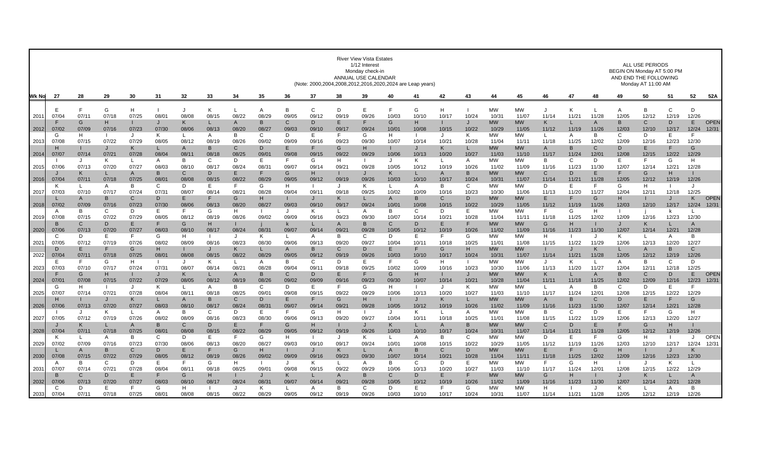River View Vista Estates
1/12 Interest
Monday check-in
ANNUAL USE CALENDAR
(Note: 2000,2004,2008,2012,2016,2020,2024 are Leap years)

ALL USE PERIODS
BEGIN ON Monday AT 5:00 PM
AND END THE FOLLOWING
Monday AT 11:00 AM

| Wk No | 27 | 28 | 29 | 30 | 31 | 32 | 33 | 34 | 35 | 36 | 37 | 38 | 39 | 40 | 41 | 42 | 43 | 44 | 45 | 46 | 47 | 48 | 49 | 50 | 51 | 52 | 52A |
|---|---|---|---|---|---|---|---|---|---|---|---|---|---|---|---|---|---|---|---|---|---|---|---|---|---|---|---|
| 2011 | E 07/04 | F 07/11 | G 07/18 | H 07/25 | I 08/01 | J 08/08 | K 08/15 | L 08/22 | A 08/29 | B 09/05 | C 09/12 | D 09/19 | E 09/26 | F 10/03 | G 10/10 | H 10/17 | I 10/24 | MW 10/31 | MW 11/07 | J 11/14 | K 11/21 | L 11/28 | A 12/05 | B 12/12 | C 12/19 | D 12/26 | |
| 2012 | F 07/02 | G 07/09 | H 07/16 | I 07/23 | J 07/30 | K 08/06 | L 08/13 | A 08/20 | B 08/27 | C 09/03 | D 09/10 | E 09/17 | F 09/24 | G 10/01 | H 10/08 | I 10/15 | J 10/22 | MW 10/29 | MW 11/05 | K 11/12 | L 11/19 | A 11/26 | B 12/03 | C 12/10 | D 12/17 | E 12/24 | OPEN 12/31 |
| 2013 | G 07/08 | H 07/15 | I 07/22 | J 07/29 | K 08/05 | L 08/12 | A 08/19 | B 08/26 | C 09/02 | D 09/09 | E 09/16 | F 09/23 | G 09/30 | H 10/07 | I 10/14 | J 10/21 | K 10/28 | MW 11/04 | MW 11/11 | L 11/18 | A 11/25 | B 12/02 | C 12/09 | D 12/16 | E 12/23 | F 12/30 | |
| 2014 | H 07/07 | I 07/14 | J 07/21 | K 07/28 | L 08/04 | A 08/11 | B 08/18 | C 08/25 | D 09/01 | E 09/08 | F 09/15 | G 09/22 | H 09/29 | I 10/06 | J 10/13 | K 10/20 | L 10/27 | MW 11/03 | MW 11/10 | A 11/17 | B 11/24 | C 12/01 | D 12/08 | E 12/15 | F 12/22 | G 12/29 | |
| 2015 | I 07/06 | J 07/13 | K 07/20 | L 07/27 | A 08/03 | B 08/10 | C 08/17 | D 08/24 | E 08/31 | F 09/07 | G 09/14 | H 09/21 | I 09/28 | J 10/05 | K 10/12 | L 10/19 | A 10/26 | MW 11/02 | MW 11/09 | B 11/16 | C 11/23 | D 11/30 | E 12/07 | F 12/14 | G 12/21 | H 12/28 | |
| 2016 | J 07/04 | K 07/11 | L 07/18 | A 07/25 | B 08/01 | C 08/08 | D 08/15 | E 08/22 | F 08/29 | G 09/05 | H 09/12 | I 09/19 | J 09/26 | K 10/03 | L 10/10 | A 10/17 | B 10/24 | MW 10/31 | MW 11/07 | C 11/14 | D 11/21 | E 11/28 | F 12/05 | G 12/12 | H 12/19 | I 12/26 | |
| 2017 | K 07/03 | L 07/10 | A 07/17 | B 07/24 | C 07/31 | D 08/07 | E 08/14 | F 08/21 | G 08/28 | H 09/04 | I 09/11 | J 09/18 | K 09/25 | L 10/02 | A 10/09 | B 10/16 | C 10/23 | MW 10/30 | MW 11/06 | D 11/13 | E 11/20 | F 11/27 | G 12/04 | H 12/11 | I 12/18 | J 12/25 | |
| 2018 | L 07/02 | A 07/09 | B 07/16 | C 07/23 | D 07/30 | E 08/06 | F 08/13 | G 08/20 | H 08/27 | I 09/03 | J 09/10 | K 09/17 | L 09/24 | A 10/01 | B 10/08 | C 10/15 | D 10/22 | MW 10/29 | MW 11/05 | E 11/12 | F 11/19 | G 11/26 | H 12/03 | I 12/10 | J 12/17 | K 12/24 | OPEN 12/31 |
| 2019 | A 07/08 | B 07/15 | C 07/22 | D 07/29 | E 08/05 | F 08/12 | G 08/19 | H 08/26 | I 09/02 | J 09/09 | K 09/16 | L 09/23 | A 09/30 | B 10/07 | C 10/14 | D 10/21 | E 10/28 | MW 11/04 | MW 11/11 | F 11/18 | G 11/25 | H 12/02 | I 12/09 | j 12/16 | k 12/23 | L 12/30 | |
| 2020 | B 07/06 | C 07/13 | D 07/20 | E 07/27 | F 08/03 | G 08/10 | H 08/17 | I 08/24 | j 08/31 | k 09/07 | L 09/14 | A 09/21 | B 09/28 | C 10/05 | D 10/12 | E 10/19 | F 10/26 | MW 11/02 | MW 11/09 | G 11/16 | H 11/23 | I 11/30 | J 12/07 | K 12/14 | L 12/21 | A 12/28 | |
| 2021 | C 07/05 | D 07/12 | E 07/19 | F 07/26 | G 08/02 | H 08/09 | I 08/16 | J 08/23 | K 08/30 | L 09/06 | A 09/13 | B 09/20 | C 09/27 | D 10/04 | E 10/11 | F 10/18 | G 10/25 | MW 11/01 | MW 11/08 | H 11/15 | I 11/22 | J 11/29 | K 12/06 | L 12/13 | A 12/20 | B 12/27 | |
| 2022 | D 07/04 | E 07/11 | F 07/18 | G 07/25 | H 08/01 | I 08/08 | J 08/15 | K 08/22 | L 08/29 | A 09/05 | B 09/12 | C 09/19 | D 09/26 | E 10/03 | F 10/10 | G 10/17 | H 10/24 | MW 10/31 | MW 11/07 | I 11/14 | J 11/21 | K 11/28 | L 12/05 | A 12/12 | B 12/19 | C 12/26 | |
| 2023 | E 07/03 | F 07/10 | G 07/17 | H 07/24 | I 07/31 | J 08/07 | K 08/14 | L 08/21 | A 08/28 | B 09/04 | C 09/11 | D 09/18 | E 09/25 | F 10/02 | G 10/09 | H 10/16 | I 10/23 | MW 10/30 | MW 11/06 | J 11/13 | K 11/20 | L 11/27 | A 12/04 | B 12/11 | C 12/18 | D 12/25 | |
| 2024 | F 07/01 | G 07/08 | H 07/15 | I 07/22 | J 07/29 | K 08/05 | L 08/12 | A 08/19 | B 08/26 | C 09/02 | D 09/09 | E 09/16 | F 09/23 | G 09/30 | H 10/07 | I 10/14 | J 10/21 | MW 10/28 | MW 11/04 | K 11/11 | L 11/18 | A 11/25 | B 12/02 | C 12/09 | D 12/16 | E 12/23 | OPEN 12/31 |
| 2025 | G 07/07 | H 07/14 | I 07/21 | J 07/28 | K 08/04 | L 08/11 | A 08/18 | B 08/25 | C 09/01 | D 09/08 | E 09/15 | F 09/22 | G 09/29 | H 10/06 | I 10/13 | J 10/20 | K 10/27 | MW 11/03 | MW 11/10 | L 11/17 | A 11/24 | B 12/01 | C 12/08 | D 12/15 | E 12/22 | F 12/29 | |
| 2026 | H 07/06 | I 07/13 | J 07/20 | K 07/27 | L 08/03 | A 08/10 | B 08/17 | C 08/24 | D 08/31 | E 09/07 | F 09/14 | G 09/21 | H 09/28 | I 10/05 | J 10/12 | K 10/19 | L 10/26 | MW 11/02 | MW 11/09 | A 11/16 | B 11/23 | C 11/30 | D 12/07 | E 12/14 | F 12/21 | G 12/28 | |
| 2027 | I 07/05 | J 07/12 | K 07/19 | L 07/26 | A 08/02 | B 08/09 | C 08/16 | D 08/23 | E 08/30 | F 09/06 | G 09/13 | H 09/20 | I 09/27 | J 10/04 | K 10/11 | L 10/18 | A 10/25 | MW 11/01 | MW 11/08 | B 11/15 | C 11/22 | D 11/29 | E 12/06 | F 12/13 | G 12/20 | H 12/27 | |
| 2028 | J 07/04 | K 07/11 | L 07/18 | A 07/25 | B 08/01 | C 08/08 | D 08/15 | E 08/22 | F 08/29 | G 09/05 | H 09/12 | I 09/19 | J 09/26 | K 10/03 | L 10/10 | A 10/17 | B 10/24 | MW 10/31 | MW 11/07 | C 11/14 | D 11/21 | E 11/28 | F 12/05 | G 12/12 | H 12/19 | I 12/26 | |
| 2029 | K 07/02 | L 07/09 | A 07/16 | B 07/23 | C 07/30 | D 08/06 | E 08/13 | F 08/20 | G 08/27 | H 09/03 | I 09/10 | J 09/17 | K 09/24 | L 10/01 | A 10/08 | B 10/15 | C 10/22 | MW 10/29 | MW 11/05 | D 11/12 | E 11/19 | F 11/26 | G 12/03 | H 12/10 | I 12/17 | J 12/24 | OPEN 12/31 |
| 2030 | L 07/08 | A 07/15 | B 07/22 | C 07/29 | D 08/05 | E 08/12 | F 08/19 | G 08/26 | H 09/02 | I 09/09 | J 09/16 | K 09/23 | L 09/30 | A 10/07 | B 10/14 | C 10/21 | D 10/28 | MW 11/04 | MW 11/11 | E 11/18 | F 11/25 | G 12/02 | H 12/09 | I 12/16 | J 12/23 | K 12/30 | |
| 2031 | A 07/07 | B 07/14 | C 07/21 | D 07/28 | E 08/04 | F 08/11 | G 08/18 | H 08/25 | I 09/01 | J 09/08 | K 09/15 | L 09/22 | A 09/29 | B 10/06 | C 10/13 | D 10/20 | E 10/27 | MW 11/03 | MW 11/10 | F 11/17 | G 11/24 | H 12/01 | I 12/08 | J 12/15 | K 12/22 | L 12/29 | |
| 2032 | B 07/06 | C 07/13 | D 07/20 | E 07/27 | F 08/03 | G 08/10 | H 08/17 | I 08/24 | J 08/31 | K 09/07 | L 09/14 | A 09/21 | B 09/28 | C 10/05 | D 10/12 | E 10/19 | F 10/26 | MW 11/02 | MW 11/09 | G 11/16 | H 11/23 | I 11/30 | J 12/07 | K 12/14 | L 12/21 | A 12/28 | |
| 2033 | C 07/04 | D 07/11 | E 07/18 | F 07/25 | G 08/01 | H 08/08 | I 08/15 | J 08/22 | K 08/29 | L 09/05 | A 09/12 | B 09/19 | C 09/26 | D 10/03 | E 10/10 | F 10/17 | G 10/24 | MW 10/31 | MW 11/07 | H 11/14 | I 11/21 | J 11/28 | K 12/05 | L 12/12 | A 12/19 | B 12/26 | |